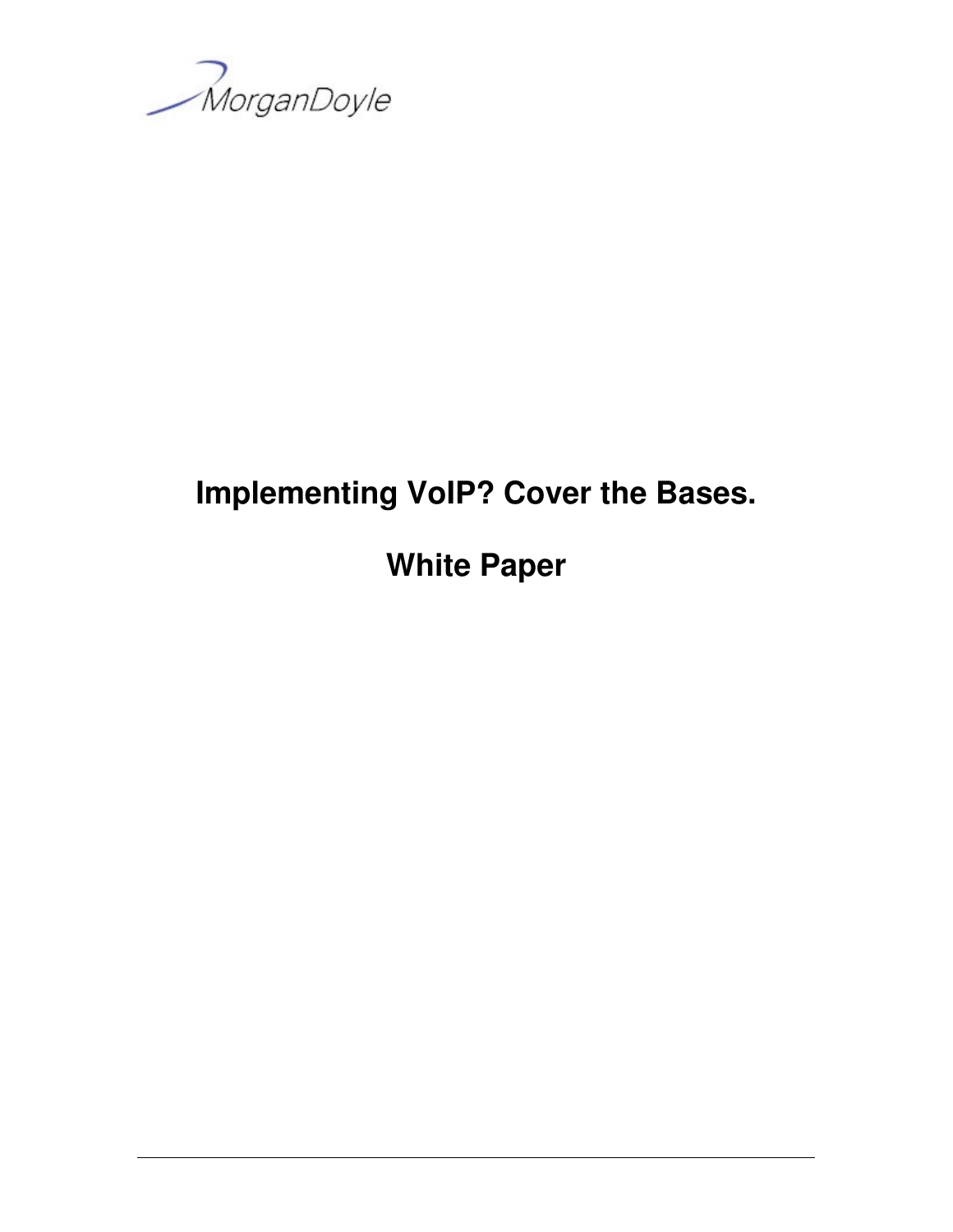MorganDoyle

# Implementing VoIP? Cover the Bases.

# White Paper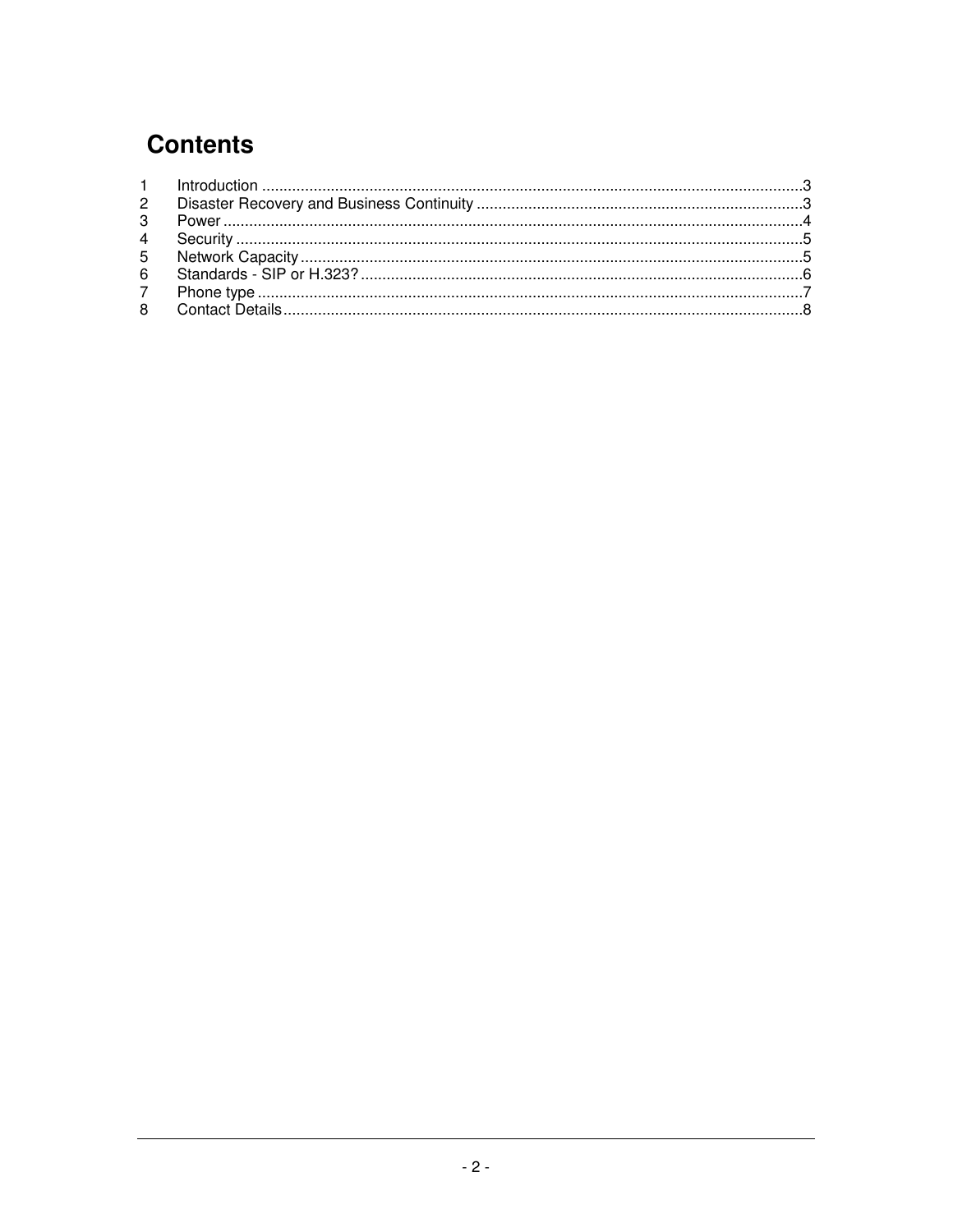# Contents

1 Introduction ....................................................................................................................3
2 Disaster Recovery and Business Continuity ...................................................................3
3 Power ...............................................................................................................................4
4 Security ............................................................................................................................5
5 Network Capacity ............................................................................................................5
6 Standards - SIP or H.323? ..............................................................................................6
7 Phone type .......................................................................................................................7
8 Contact Details .................................................................................................................8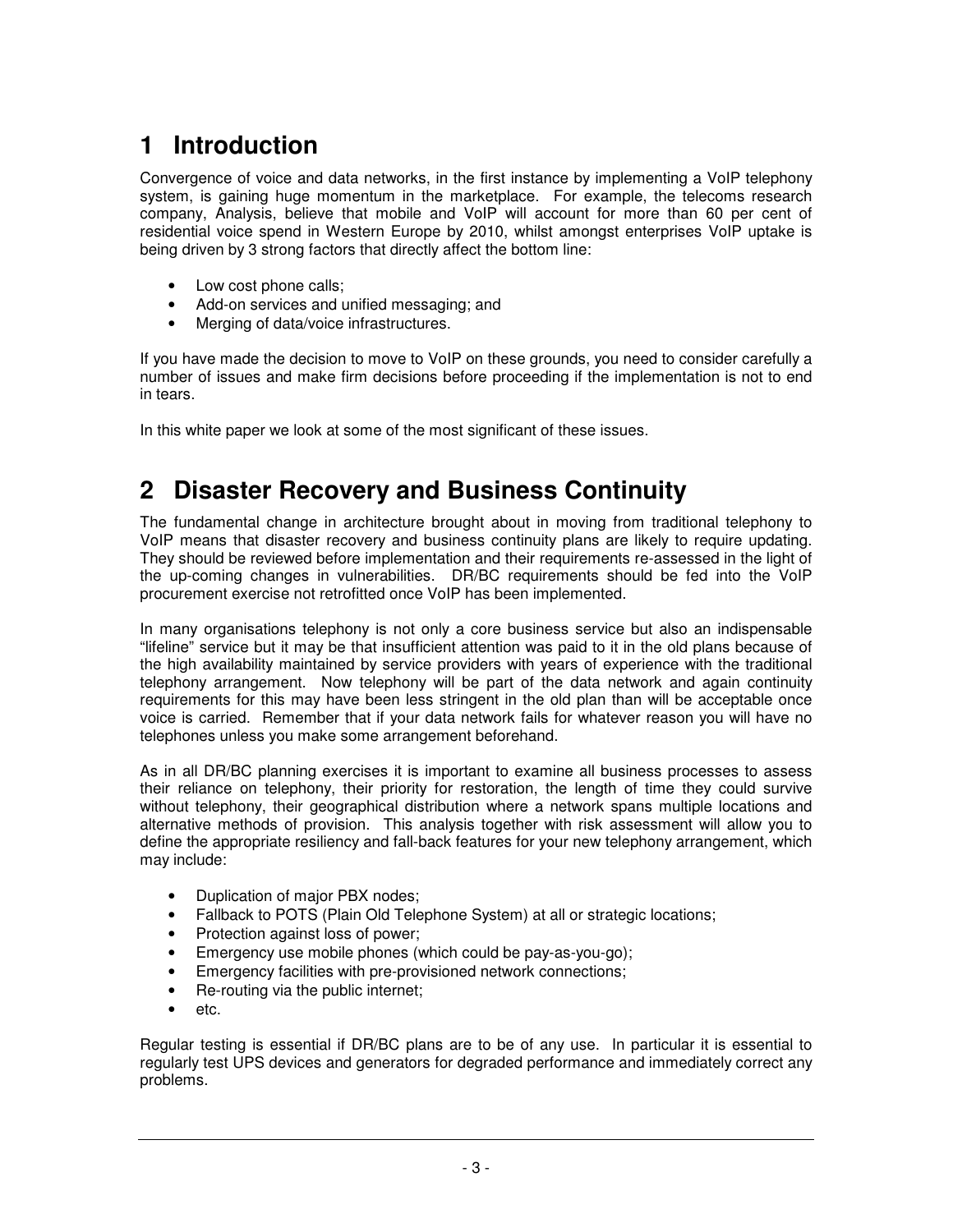# 1 Introduction

Convergence of voice and data networks, in the first instance by implementing a VoIP telephony system, is gaining huge momentum in the marketplace. For example, the telecoms research company, Analysis, believe that mobile and VoIP will account for more than 60 per cent of residential voice spend in Western Europe by 2010, whilst amongst enterprises VoIP uptake is being driven by 3 strong factors that directly affect the bottom line:

- Low cost phone calls;
- Add-on services and unified messaging; and
- Merging of data/voice infrastructures.

If you have made the decision to move to VoIP on these grounds, you need to consider carefully a number of issues and make firm decisions before proceeding if the implementation is not to end in tears.

In this white paper we look at some of the most significant of these issues.

# 2 Disaster Recovery and Business Continuity

The fundamental change in architecture brought about in moving from traditional telephony to VoIP means that disaster recovery and business continuity plans are likely to require updating. They should be reviewed before implementation and their requirements re-assessed in the light of the up-coming changes in vulnerabilities. DR/BC requirements should be fed into the VoIP procurement exercise not retrofitted once VoIP has been implemented.

In many organisations telephony is not only a core business service but also an indispensable "lifeline" service but it may be that insufficient attention was paid to it in the old plans because of the high availability maintained by service providers with years of experience with the traditional telephony arrangement. Now telephony will be part of the data network and again continuity requirements for this may have been less stringent in the old plan than will be acceptable once voice is carried. Remember that if your data network fails for whatever reason you will have no telephones unless you make some arrangement beforehand.

As in all DR/BC planning exercises it is important to examine all business processes to assess their reliance on telephony, their priority for restoration, the length of time they could survive without telephony, their geographical distribution where a network spans multiple locations and alternative methods of provision. This analysis together with risk assessment will allow you to define the appropriate resiliency and fall-back features for your new telephony arrangement, which may include:

- Duplication of major PBX nodes;
- Fallback to POTS (Plain Old Telephone System) at all or strategic locations;
- Protection against loss of power;
- Emergency use mobile phones (which could be pay-as-you-go);
- Emergency facilities with pre-provisioned network connections;
- Re-routing via the public internet;
- etc.

Regular testing is essential if DR/BC plans are to be of any use. In particular it is essential to regularly test UPS devices and generators for degraded performance and immediately correct any problems.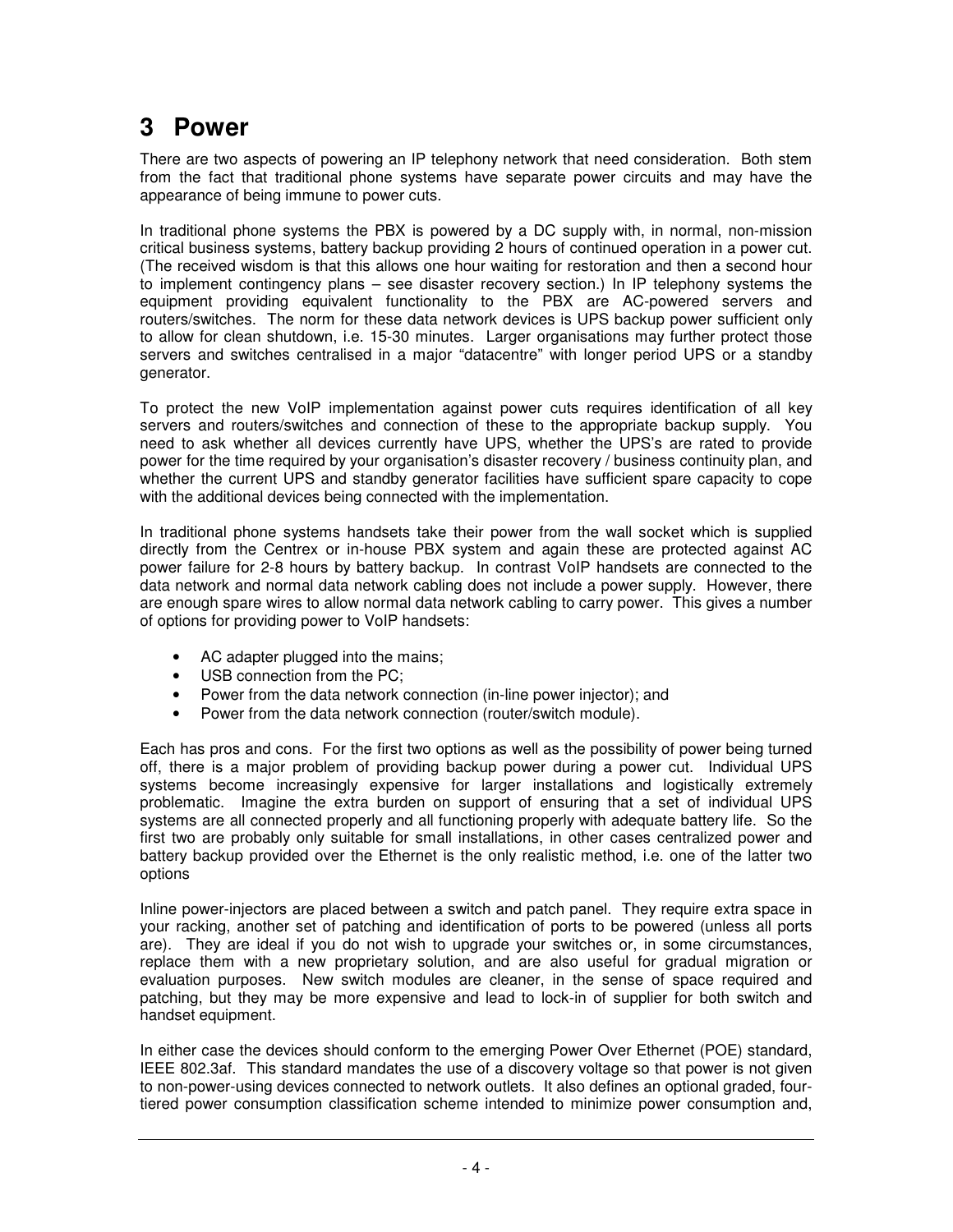# 3 Power

There are two aspects of powering an IP telephony network that need consideration. Both stem from the fact that traditional phone systems have separate power circuits and may have the appearance of being immune to power cuts.

In traditional phone systems the PBX is powered by a DC supply with, in normal, non-mission critical business systems, battery backup providing 2 hours of continued operation in a power cut. (The received wisdom is that this allows one hour waiting for restoration and then a second hour to implement contingency plans – see disaster recovery section.) In IP telephony systems the equipment providing equivalent functionality to the PBX are AC-powered servers and routers/switches. The norm for these data network devices is UPS backup power sufficient only to allow for clean shutdown, i.e. 15-30 minutes. Larger organisations may further protect those servers and switches centralised in a major "datacentre" with longer period UPS or a standby generator.

To protect the new VoIP implementation against power cuts requires identification of all key servers and routers/switches and connection of these to the appropriate backup supply. You need to ask whether all devices currently have UPS, whether the UPS's are rated to provide power for the time required by your organisation's disaster recovery / business continuity plan, and whether the current UPS and standby generator facilities have sufficient spare capacity to cope with the additional devices being connected with the implementation.

In traditional phone systems handsets take their power from the wall socket which is supplied directly from the Centrex or in-house PBX system and again these are protected against AC power failure for 2-8 hours by battery backup. In contrast VoIP handsets are connected to the data network and normal data network cabling does not include a power supply. However, there are enough spare wires to allow normal data network cabling to carry power. This gives a number of options for providing power to VoIP handsets:

- AC adapter plugged into the mains;
- USB connection from the PC;
- Power from the data network connection (in-line power injector); and
- Power from the data network connection (router/switch module).

Each has pros and cons. For the first two options as well as the possibility of power being turned off, there is a major problem of providing backup power during a power cut. Individual UPS systems become increasingly expensive for larger installations and logistically extremely problematic. Imagine the extra burden on support of ensuring that a set of individual UPS systems are all connected properly and all functioning properly with adequate battery life. So the first two are probably only suitable for small installations, in other cases centralized power and battery backup provided over the Ethernet is the only realistic method, i.e. one of the latter two options

Inline power-injectors are placed between a switch and patch panel. They require extra space in your racking, another set of patching and identification of ports to be powered (unless all ports are). They are ideal if you do not wish to upgrade your switches or, in some circumstances, replace them with a new proprietary solution, and are also useful for gradual migration or evaluation purposes. New switch modules are cleaner, in the sense of space required and patching, but they may be more expensive and lead to lock-in of supplier for both switch and handset equipment.

In either case the devices should conform to the emerging Power Over Ethernet (POE) standard, IEEE 802.3af. This standard mandates the use of a discovery voltage so that power is not given to non-power-using devices connected to network outlets. It also defines an optional graded, four-tiered power consumption classification scheme intended to minimize power consumption and,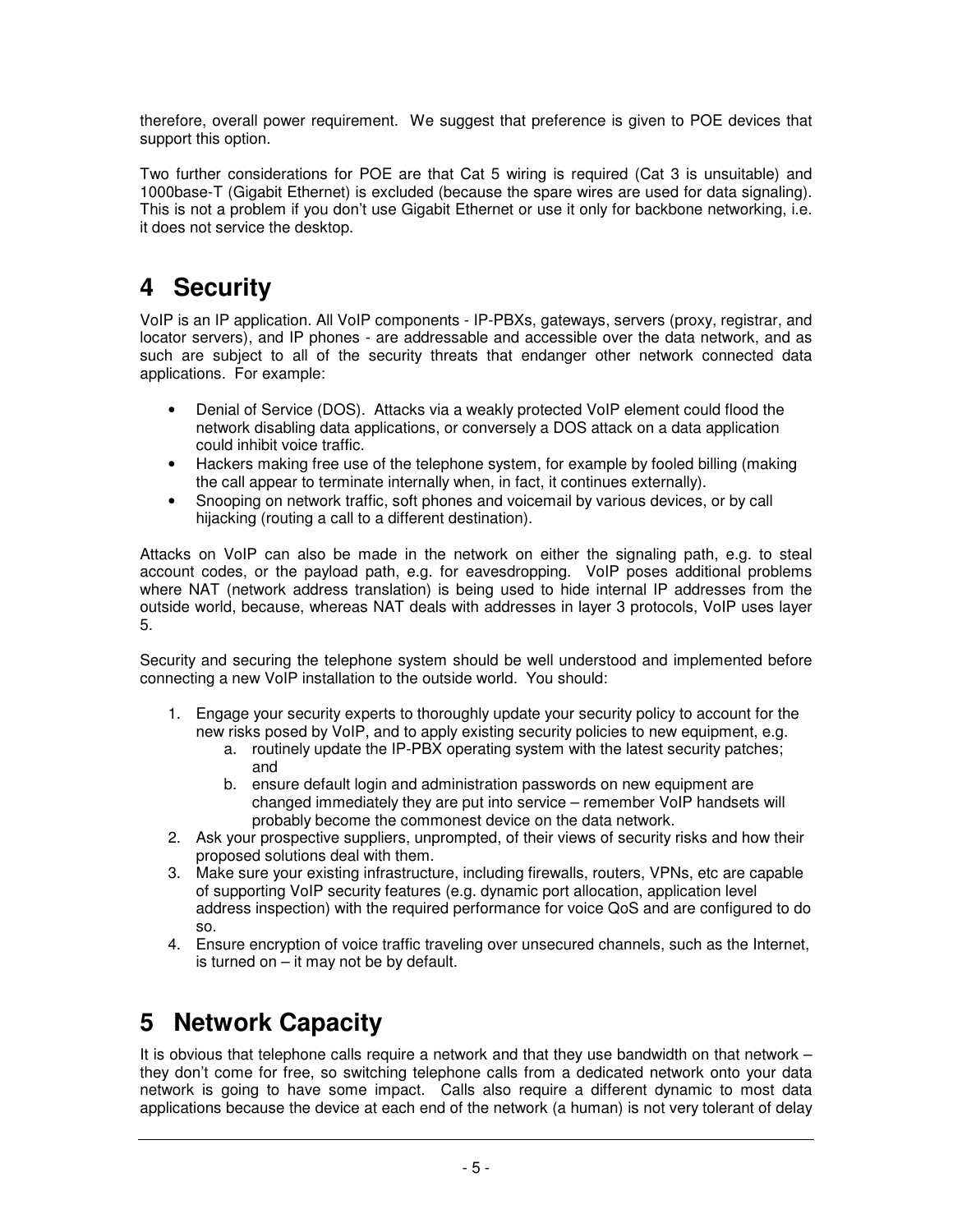therefore, overall power requirement. We suggest that preference is given to POE devices that support this option.

Two further considerations for POE are that Cat 5 wiring is required (Cat 3 is unsuitable) and 1000base-T (Gigabit Ethernet) is excluded (because the spare wires are used for data signaling). This is not a problem if you don't use Gigabit Ethernet or use it only for backbone networking, i.e. it does not service the desktop.

# 4 Security

VoIP is an IP application. All VoIP components - IP-PBXs, gateways, servers (proxy, registrar, and locator servers), and IP phones - are addressable and accessible over the data network, and as such are subject to all of the security threats that endanger other network connected data applications. For example:

- Denial of Service (DOS). Attacks via a weakly protected VoIP element could flood the network disabling data applications, or conversely a DOS attack on a data application could inhibit voice traffic.
- Hackers making free use of the telephone system, for example by fooled billing (making the call appear to terminate internally when, in fact, it continues externally).
- Snooping on network traffic, soft phones and voicemail by various devices, or by call hijacking (routing a call to a different destination).

Attacks on VoIP can also be made in the network on either the signaling path, e.g. to steal account codes, or the payload path, e.g. for eavesdropping. VoIP poses additional problems where NAT (network address translation) is being used to hide internal IP addresses from the outside world, because, whereas NAT deals with addresses in layer 3 protocols, VoIP uses layer 5.

Security and securing the telephone system should be well understood and implemented before connecting a new VoIP installation to the outside world. You should:

1. Engage your security experts to thoroughly update your security policy to account for the new risks posed by VoIP, and to apply existing security policies to new equipment, e.g.
   a. routinely update the IP-PBX operating system with the latest security patches; and
   b. ensure default login and administration passwords on new equipment are changed immediately they are put into service – remember VoIP handsets will probably become the commonest device on the data network.
2. Ask your prospective suppliers, unprompted, of their views of security risks and how their proposed solutions deal with them.
3. Make sure your existing infrastructure, including firewalls, routers, VPNs, etc are capable of supporting VoIP security features (e.g. dynamic port allocation, application level address inspection) with the required performance for voice QoS and are configured to do so.
4. Ensure encryption of voice traffic traveling over unsecured channels, such as the Internet, is turned on – it may not be by default.

# 5 Network Capacity

It is obvious that telephone calls require a network and that they use bandwidth on that network – they don't come for free, so switching telephone calls from a dedicated network onto your data network is going to have some impact. Calls also require a different dynamic to most data applications because the device at each end of the network (a human) is not very tolerant of delay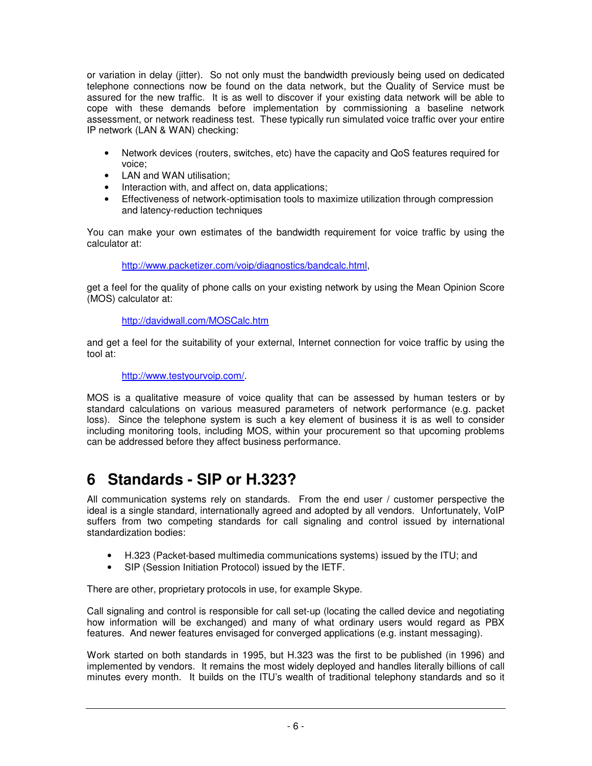or variation in delay (jitter). So not only must the bandwidth previously being used on dedicated telephone connections now be found on the data network, but the Quality of Service must be assured for the new traffic. It is as well to discover if your existing data network will be able to cope with these demands before implementation by commissioning a baseline network assessment, or network readiness test. These typically run simulated voice traffic over your entire IP network (LAN & WAN) checking:

- Network devices (routers, switches, etc) have the capacity and QoS features required for voice;
- LAN and WAN utilisation;
- Interaction with, and affect on, data applications;
- Effectiveness of network-optimisation tools to maximize utilization through compression and latency-reduction techniques

You can make your own estimates of the bandwidth requirement for voice traffic by using the calculator at:

> http://www.packetizer.com/voip/diagnostics/bandcalc.html,

get a feel for the quality of phone calls on your existing network by using the Mean Opinion Score (MOS) calculator at:

> http://davidwall.com/MOSCalc.htm

and get a feel for the suitability of your external, Internet connection for voice traffic by using the tool at:

> http://www.testyourvoip.com/.

MOS is a qualitative measure of voice quality that can be assessed by human testers or by standard calculations on various measured parameters of network performance (e.g. packet loss). Since the telephone system is such a key element of business it is as well to consider including monitoring tools, including MOS, within your procurement so that upcoming problems can be addressed before they affect business performance.

# 6 Standards - SIP or H.323?

All communication systems rely on standards. From the end user / customer perspective the ideal is a single standard, internationally agreed and adopted by all vendors. Unfortunately, VoIP suffers from two competing standards for call signaling and control issued by international standardization bodies:

- H.323 (Packet-based multimedia communications systems) issued by the ITU; and
- SIP (Session Initiation Protocol) issued by the IETF.

There are other, proprietary protocols in use, for example Skype.

Call signaling and control is responsible for call set-up (locating the called device and negotiating how information will be exchanged) and many of what ordinary users would regard as PBX features. And newer features envisaged for converged applications (e.g. instant messaging).

Work started on both standards in 1995, but H.323 was the first to be published (in 1996) and implemented by vendors. It remains the most widely deployed and handles literally billions of call minutes every month. It builds on the ITU's wealth of traditional telephony standards and so it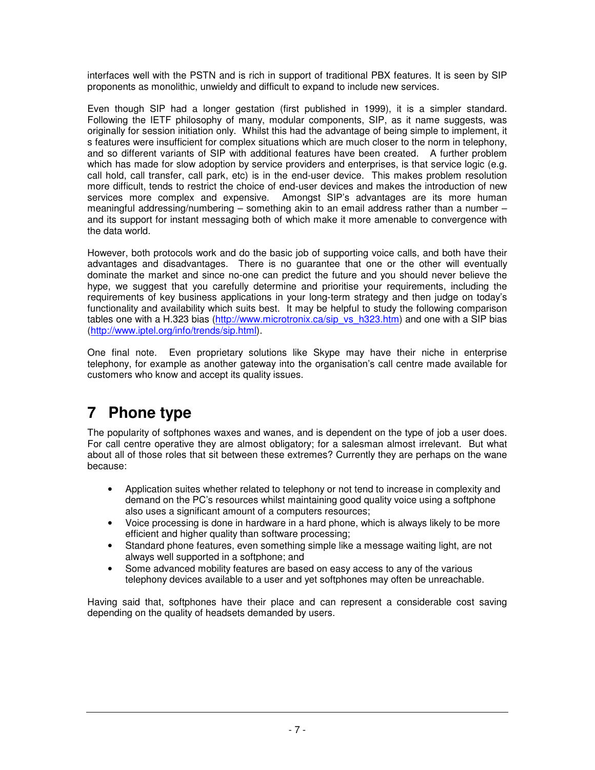interfaces well with the PSTN and is rich in support of traditional PBX features. It is seen by SIP proponents as monolithic, unwieldy and difficult to expand to include new services.

Even though SIP had a longer gestation (first published in 1999), it is a simpler standard. Following the IETF philosophy of many, modular components, SIP, as it name suggests, was originally for session initiation only. Whilst this had the advantage of being simple to implement, it s features were insufficient for complex situations which are much closer to the norm in telephony, and so different variants of SIP with additional features have been created. A further problem which has made for slow adoption by service providers and enterprises, is that service logic (e.g. call hold, call transfer, call park, etc) is in the end-user device. This makes problem resolution more difficult, tends to restrict the choice of end-user devices and makes the introduction of new services more complex and expensive. Amongst SIP's advantages are its more human meaningful addressing/numbering – something akin to an email address rather than a number – and its support for instant messaging both of which make it more amenable to convergence with the data world.

However, both protocols work and do the basic job of supporting voice calls, and both have their advantages and disadvantages. There is no guarantee that one or the other will eventually dominate the market and since no-one can predict the future and you should never believe the hype, we suggest that you carefully determine and prioritise your requirements, including the requirements of key business applications in your long-term strategy and then judge on today's functionality and availability which suits best. It may be helpful to study the following comparison tables one with a H.323 bias (http://www.microtronix.ca/sip_vs_h323.htm) and one with a SIP bias (http://www.iptel.org/info/trends/sip.html).

One final note. Even proprietary solutions like Skype may have their niche in enterprise telephony, for example as another gateway into the organisation's call centre made available for customers who know and accept its quality issues.

# 7 Phone type

The popularity of softphones waxes and wanes, and is dependent on the type of job a user does. For call centre operative they are almost obligatory; for a salesman almost irrelevant. But what about all of those roles that sit between these extremes? Currently they are perhaps on the wane because:

- Application suites whether related to telephony or not tend to increase in complexity and demand on the PC's resources whilst maintaining good quality voice using a softphone also uses a significant amount of a computers resources;
- Voice processing is done in hardware in a hard phone, which is always likely to be more efficient and higher quality than software processing;
- Standard phone features, even something simple like a message waiting light, are not always well supported in a softphone; and
- Some advanced mobility features are based on easy access to any of the various telephony devices available to a user and yet softphones may often be unreachable.

Having said that, softphones have their place and can represent a considerable cost saving depending on the quality of headsets demanded by users.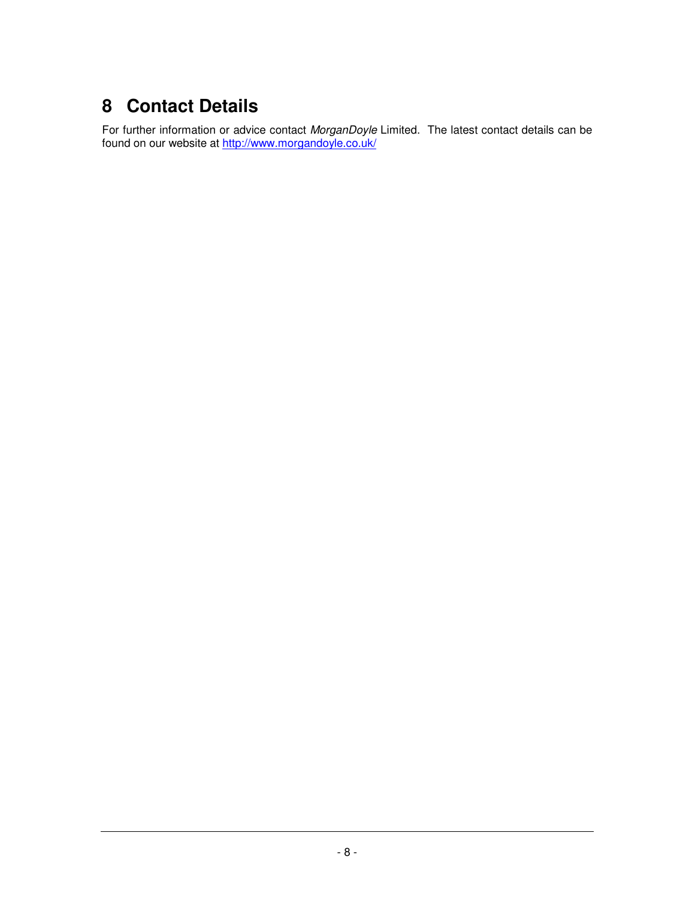# 8 Contact Details

For further information or advice contact *MorganDoyle* Limited. The latest contact details can be found on our website at http://www.morgandoyle.co.uk/